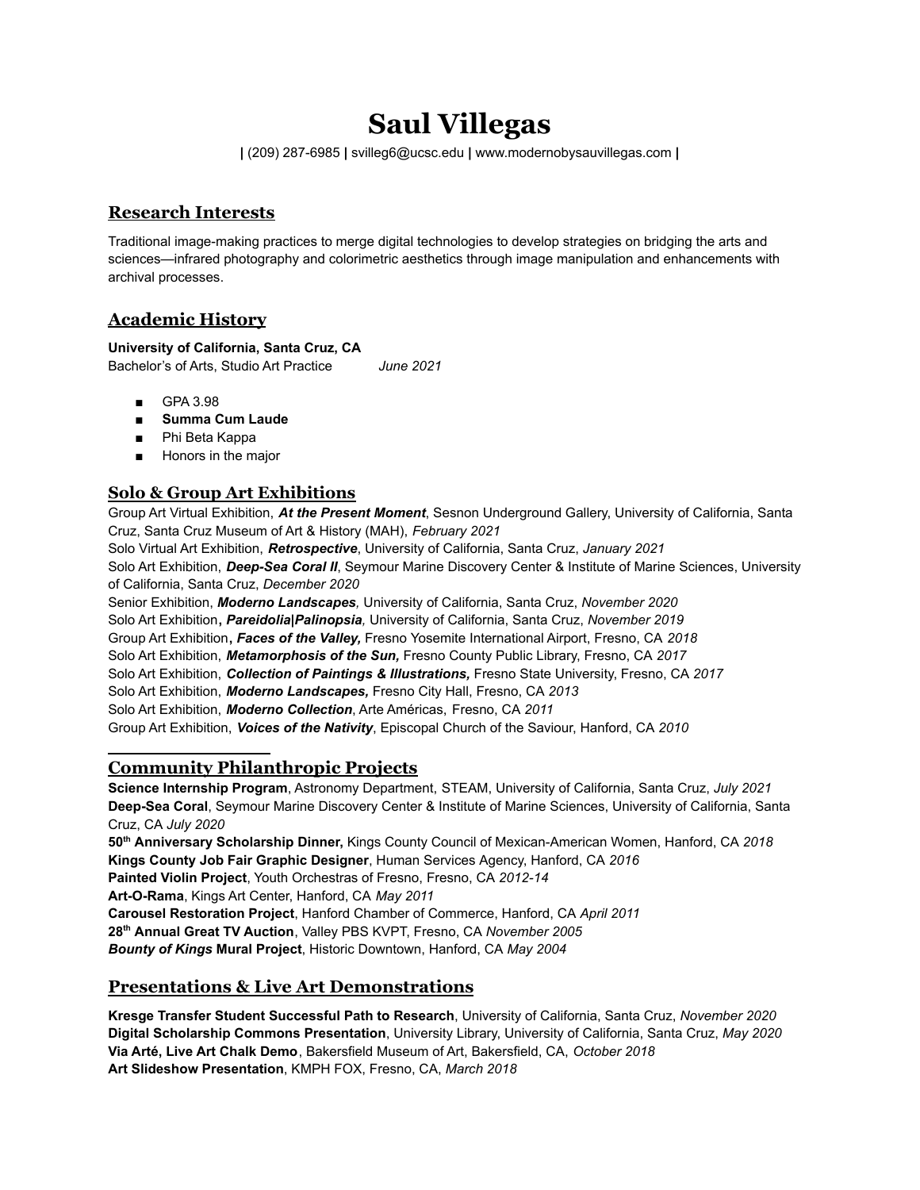# Saul Villegas

| (209) 287-6985 | svilleg6@ucsc.edu | www.modernobysauvillegas.com |

## Research Interests

Traditional image-making practices to merge digital technologies to develop strategies on bridging the arts and sciences—infrared photography and colorimetric aesthetics through image manipulation and enhancements with archival processes.

## Academic History

**University of California, Santa Cruz, CA**
Bachelor's of Arts, Studio Art Practice *June 2021*

- GPA 3.98
- **Summa Cum Laude**
- Phi Beta Kappa
- Honors in the major

## Solo & Group Art Exhibitions

Group Art Virtual Exhibition, ***At the Present Moment***, Sesnon Underground Gallery, University of California, Santa Cruz, Santa Cruz Museum of Art & History (MAH), *February 2021*
Solo Virtual Art Exhibition, ***Retrospective***, University of California, Santa Cruz, *January 2021*
Solo Art Exhibition, ***Deep-Sea Coral II***, Seymour Marine Discovery Center & Institute of Marine Sciences, University of California, Santa Cruz, *December 2020*
Senior Exhibition, ***Moderno Landscapes,*** University of California, Santa Cruz, *November 2020*
Solo Art Exhibition**,** ***Pareidolia|Palinopsia,*** University of California, Santa Cruz, *November 2019*
Group Art Exhibition**,** ***Faces of the Valley,*** Fresno Yosemite International Airport, Fresno, CA *2018*
Solo Art Exhibition, ***Metamorphosis of the Sun,*** Fresno County Public Library, Fresno, CA *2017*
Solo Art Exhibition, ***Collection of Paintings & Illustrations,*** Fresno State University, Fresno, CA *2017*
Solo Art Exhibition, ***Moderno Landscapes,*** Fresno City Hall, Fresno, CA *2013*
Solo Art Exhibition, ***Moderno Collection***, Arte Américas, Fresno, CA *2011*
Group Art Exhibition, ***Voices of the Nativity***, Episcopal Church of the Saviour, Hanford, CA *2010*

## Community Philanthropic Projects

**Science Internship Program**, Astronomy Department, STEAM, University of California, Santa Cruz, *July 2021*
**Deep-Sea Coral**, Seymour Marine Discovery Center & Institute of Marine Sciences, University of California, Santa Cruz, CA *July 2020*
**50th Anniversary Scholarship Dinner,** Kings County Council of Mexican-American Women, Hanford, CA *2018*
**Kings County Job Fair Graphic Designer**, Human Services Agency, Hanford, CA *2016*
**Painted Violin Project**, Youth Orchestras of Fresno, Fresno, CA *2012-14*
**Art-O-Rama**, Kings Art Center, Hanford, CA *May 2011*
**Carousel Restoration Project**, Hanford Chamber of Commerce, Hanford, CA *April 2011*
**28th Annual Great TV Auction**, Valley PBS KVPT, Fresno, CA *November 2005*
***Bounty of Kings* Mural Project**, Historic Downtown, Hanford, CA *May 2004*

## Presentations & Live Art Demonstrations

**Kresge Transfer Student Successful Path to Research**, University of California, Santa Cruz, *November 2020*
**Digital Scholarship Commons Presentation**, University Library, University of California, Santa Cruz, *May 2020*
**Via Arté, Live Art Chalk Demo**, Bakersfield Museum of Art, Bakersfield, CA, *October 2018*
**Art Slideshow Presentation**, KMPH FOX, Fresno, CA, *March 2018*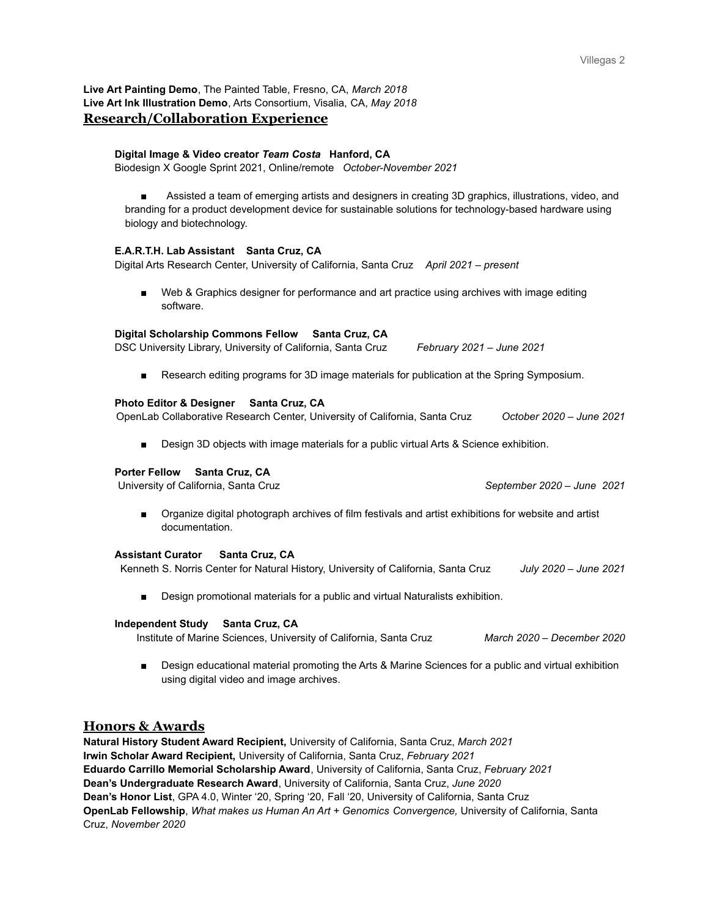**Live Art Painting Demo**, The Painted Table, Fresno, CA, *March 2018*
**Live Art Ink Illustration Demo**, Arts Consortium, Visalia, CA, *May 2018*

## Research/Collaboration Experience

**Digital Image & Video creator *Team Costa* Hanford, CA**
Biodesign X Google Sprint 2021, Online/remote *October-November 2021*

- Assisted a team of emerging artists and designers in creating 3D graphics, illustrations, video, and branding for a product development device for sustainable solutions for technology-based hardware using biology and biotechnology.

**E.A.R.T.H. Lab Assistant Santa Cruz, CA**
Digital Arts Research Center, University of California, Santa Cruz *April 2021 – present*

- Web & Graphics designer for performance and art practice using archives with image editing software.

**Digital Scholarship Commons Fellow Santa Cruz, CA**
DSC University Library, University of California, Santa Cruz *February 2021 – June 2021*

- Research editing programs for 3D image materials for publication at the Spring Symposium.

**Photo Editor & Designer Santa Cruz, CA**
OpenLab Collaborative Research Center, University of California, Santa Cruz *October 2020 – June 2021*

- Design 3D objects with image materials for a public virtual Arts & Science exhibition.

**Porter Fellow Santa Cruz, CA**
University of California, Santa Cruz *September 2020 – June 2021*

- Organize digital photograph archives of film festivals and artist exhibitions for website and artist documentation.

**Assistant Curator Santa Cruz, CA**
Kenneth S. Norris Center for Natural History, University of California, Santa Cruz *July 2020 – June 2021*

- Design promotional materials for a public and virtual Naturalists exhibition.

**Independent Study Santa Cruz, CA**
Institute of Marine Sciences, University of California, Santa Cruz *March 2020 – December 2020*

- Design educational material promoting the Arts & Marine Sciences for a public and virtual exhibition using digital video and image archives.

## Honors & Awards

**Natural History Student Award Recipient,** University of California, Santa Cruz, *March 2021*
**Irwin Scholar Award Recipient,** University of California, Santa Cruz, *February 2021*
**Eduardo Carrillo Memorial Scholarship Award**, University of California, Santa Cruz, *February 2021*
**Dean's Undergraduate Research Award**, University of California, Santa Cruz, *June 2020*
**Dean's Honor List**, GPA 4.0, Winter '20, Spring '20, Fall '20, University of California, Santa Cruz
**OpenLab Fellowship**, *What makes us Human An Art + Genomics Convergence,* University of California, Santa Cruz, *November 2020*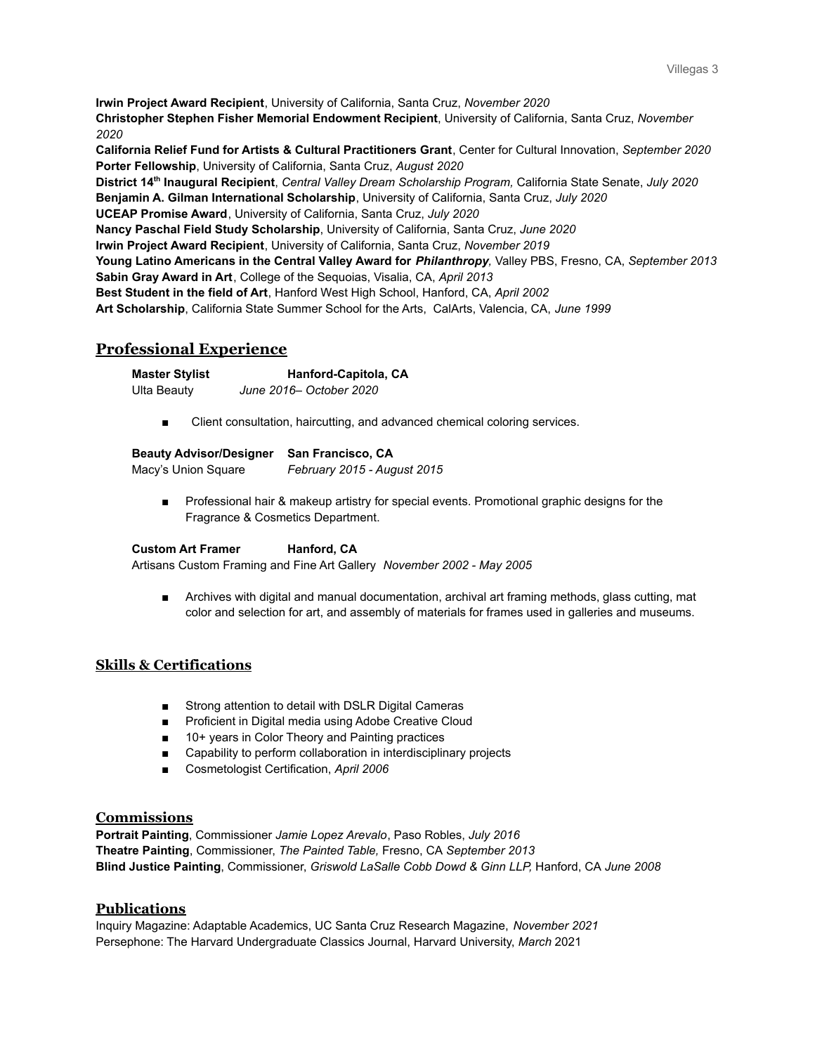**Irwin Project Award Recipient**, University of California, Santa Cruz, *November 2020*
**Christopher Stephen Fisher Memorial Endowment Recipient**, University of California, Santa Cruz, *November 2020*
**California Relief Fund for Artists & Cultural Practitioners Grant**, Center for Cultural Innovation, *September 2020*
**Porter Fellowship**, University of California, Santa Cruz, *August 2020*
**District 14th Inaugural Recipient**, *Central Valley Dream Scholarship Program,* California State Senate, *July 2020*
**Benjamin A. Gilman International Scholarship**, University of California, Santa Cruz, *July 2020*
**UCEAP Promise Award**, University of California, Santa Cruz, *July 2020*
**Nancy Paschal Field Study Scholarship**, University of California, Santa Cruz, *June 2020*
**Irwin Project Award Recipient**, University of California, Santa Cruz, *November 2019*
**Young Latino Americans in the Central Valley Award for *Philanthropy***, Valley PBS, Fresno, CA, *September 2013*
**Sabin Gray Award in Art**, College of the Sequoias, Visalia, CA, *April 2013*
**Best Student in the field of Art**, Hanford West High School, Hanford, CA, *April 2002*
**Art Scholarship**, California State Summer School for the Arts, CalArts, Valencia, CA, *June 1999*

## Professional Experience

**Master Stylist** **Hanford-Capitola, CA**
Ulta Beauty *June 2016– October 2020*

- Client consultation, haircutting, and advanced chemical coloring services.

**Beauty Advisor/Designer** **San Francisco, CA**
Macy's Union Square *February 2015 - August 2015*

- Professional hair & makeup artistry for special events. Promotional graphic designs for the Fragrance & Cosmetics Department.

**Custom Art Framer** **Hanford, CA**
Artisans Custom Framing and Fine Art Gallery *November 2002 - May 2005*

- Archives with digital and manual documentation, archival art framing methods, glass cutting, mat color and selection for art, and assembly of materials for frames used in galleries and museums.

## Skills & Certifications

- Strong attention to detail with DSLR Digital Cameras
- Proficient in Digital media using Adobe Creative Cloud
- 10+ years in Color Theory and Painting practices
- Capability to perform collaboration in interdisciplinary projects
- Cosmetologist Certification, *April 2006*

## Commissions

**Portrait Painting**, Commissioner *Jamie Lopez Arevalo*, Paso Robles, *July 2016*
**Theatre Painting**, Commissioner, *The Painted Table,* Fresno, CA *September 2013*
**Blind Justice Painting**, Commissioner, *Griswold LaSalle Cobb Dowd & Ginn LLP,* Hanford, CA *June 2008*

## Publications

Inquiry Magazine: Adaptable Academics, UC Santa Cruz Research Magazine, *November 2021*
Persephone: The Harvard Undergraduate Classics Journal, Harvard University, *March* 2021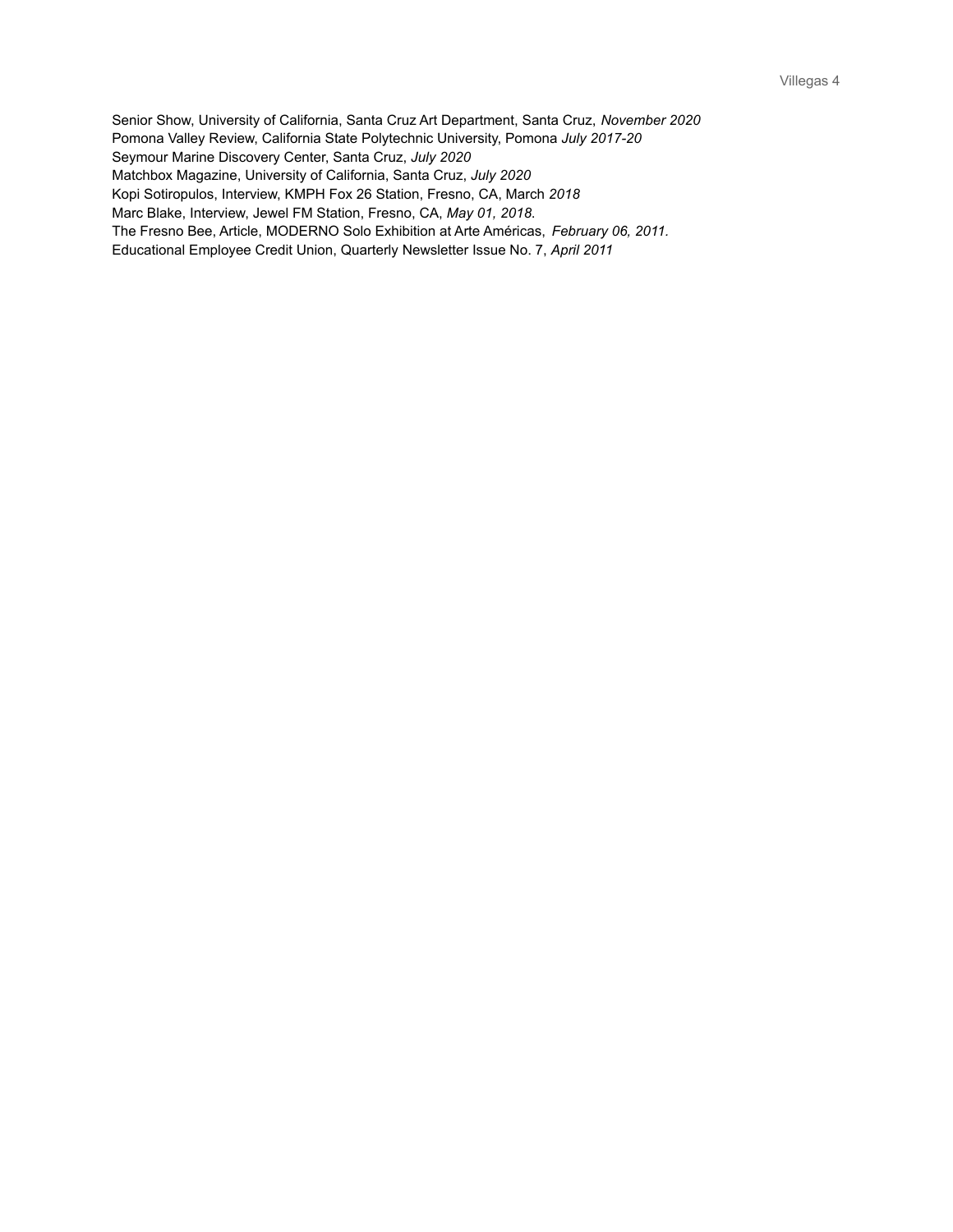Senior Show, University of California, Santa Cruz Art Department, Santa Cruz, *November 2020*
Pomona Valley Review, California State Polytechnic University, Pomona *July 2017-20*
Seymour Marine Discovery Center, Santa Cruz, *July 2020*
Matchbox Magazine, University of California, Santa Cruz, *July 2020*
Kopi Sotiropulos, Interview, KMPH Fox 26 Station, Fresno, CA, March *2018*
Marc Blake, Interview, Jewel FM Station, Fresno, CA, *May 01, 2018.*
The Fresno Bee, Article, MODERNO Solo Exhibition at Arte Américas, *February 06, 2011.*
Educational Employee Credit Union, Quarterly Newsletter Issue No. 7, *April 2011*